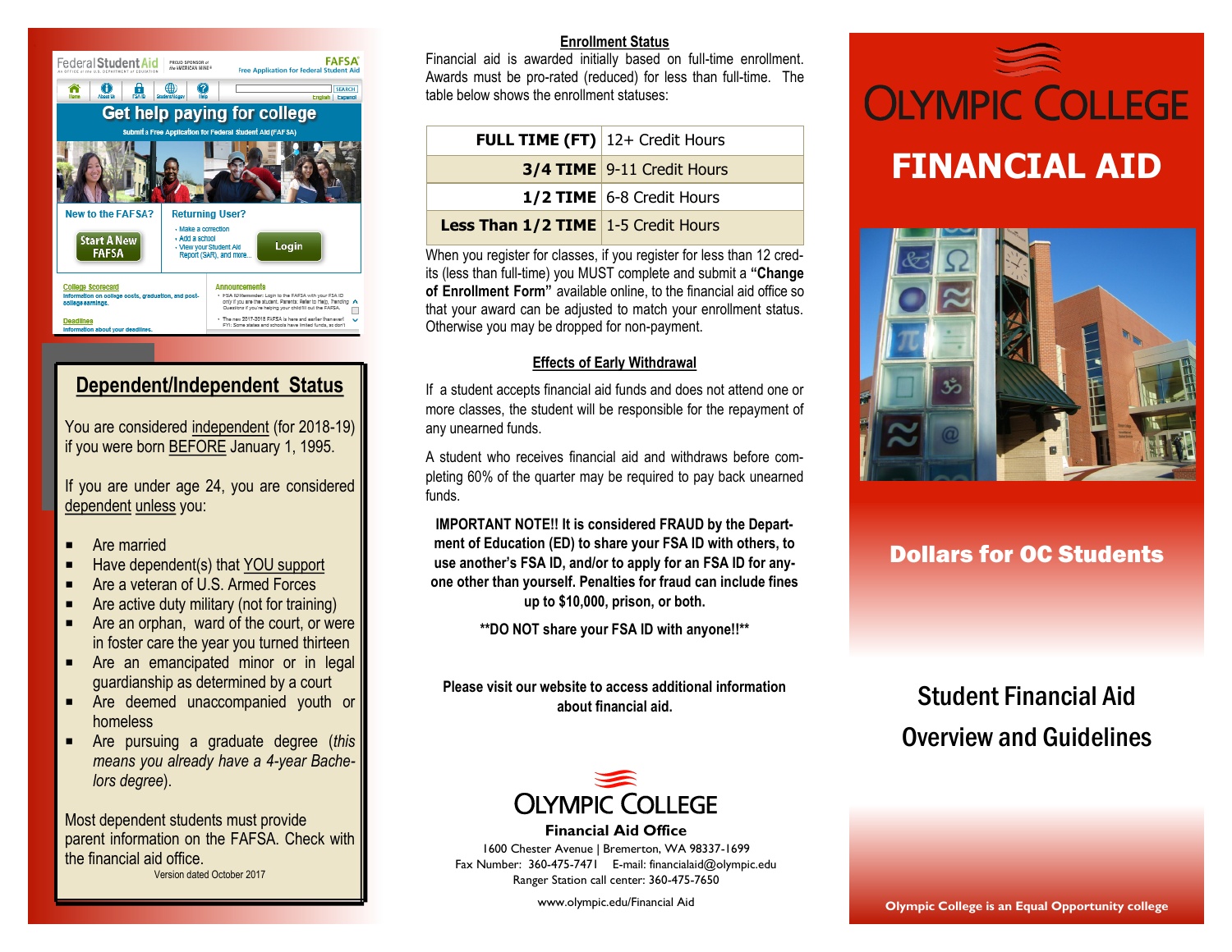## Dependent/Independent Status

You are considered independent (for 2018-19) if you were born BEFORE January 1, 1995.

If you are under age 24, you are considered dependent unless you:

- Are married
- Have dependent(s) that YOU support
- Are a veteran of U.S. Armed Forces
- Are active duty military (not for training)
- Are an orphan, ward of the court, or were in foster care the year you turned thirteen
- Are an emancipated minor or in legal guardianship as determined by a court
- Are deemed unaccompanied youth or homeless
- Are pursuing a graduate degree (*this means you already have a 4-year Bachelors degree*).

Most dependent students must provide parent information on the FAFSA. Check with the financial aid office.

Version dated October 2017

## Enrollment Status

Financial aid is awarded initially based on full-time enrollment. Awards must be pro-rated (reduced) for less than full-time. The table below shows the enrollment statuses:

| | |
|---|---|
| **FULL TIME (FT)** | 12+ Credit Hours |
| **3/4 TIME** | 9-11 Credit Hours |
| **1/2 TIME** | 6-8 Credit Hours |
| **Less Than 1/2 TIME** | 1-5 Credit Hours |

When you register for classes, if you register for less than 12 credits (less than full-time) you MUST complete and submit a **"Change of Enrollment Form"** available online, to the financial aid office so that your award can be adjusted to match your enrollment status. Otherwise you may be dropped for non-payment.

## Effects of Early Withdrawal

If a student accepts financial aid funds and does not attend one or more classes, the student will be responsible for the repayment of any unearned funds.

A student who receives financial aid and withdraws before completing 60% of the quarter may be required to pay back unearned funds.

**IMPORTANT NOTE!! It is considered FRAUD by the Department of Education (ED) to share your FSA ID with others, to use another's FSA ID, and/or to apply for an FSA ID for anyone other than yourself. Penalties for fraud can include fines up to $10,000, prison, or both.**

****DO NOT share your FSA ID with anyone!!****

**Please visit our website to access additional information about financial aid.**

OLYMPIC COLLEGE

**Financial Aid Office**

1600 Chester Avenue | Bremerton, WA 98337-1699

Fax Number: 360-475-7471 E-mail: financialaid@olympic.edu

Ranger Station call center: 360-475-7650

www.olympic.edu/Financial Aid

# OLYMPIC COLLEGE

# FINANCIAL AID

## Dollars for OC Students

## Student Financial Aid Overview and Guidelines

**Olympic College is an Equal Opportunity college**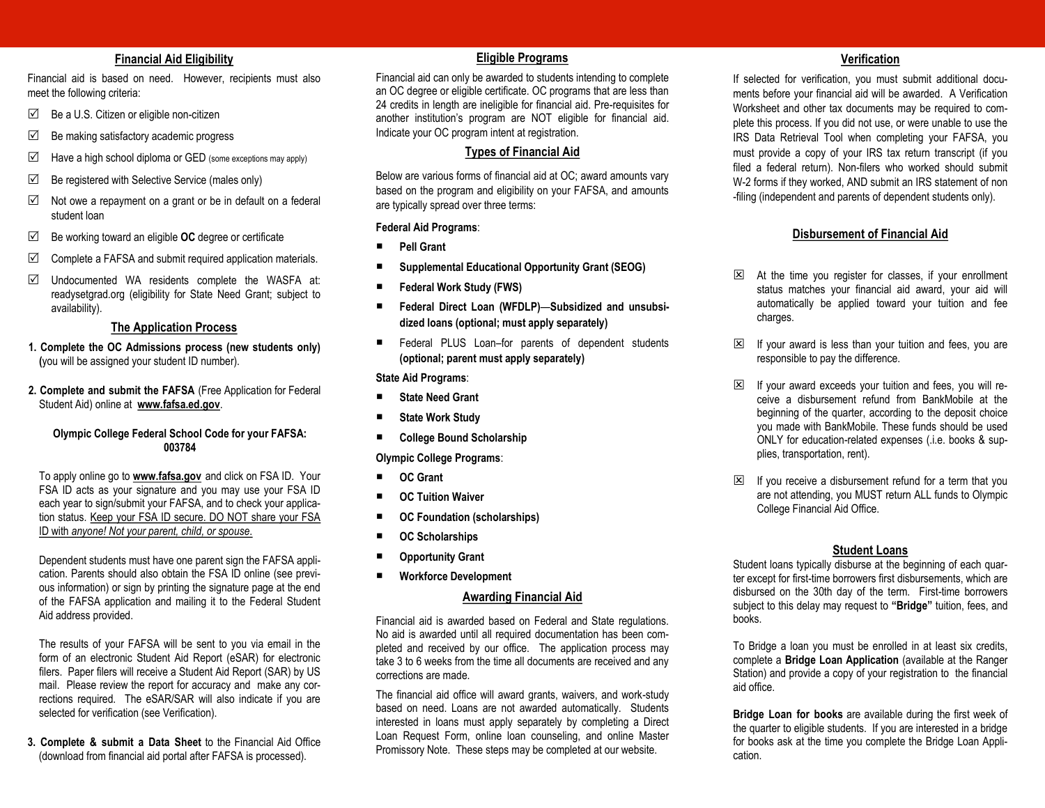## Financial Aid Eligibility

Financial aid is based on need. However, recipients must also meet the following criteria:

- ☑ Be a U.S. Citizen or eligible non-citizen
- ☑ Be making satisfactory academic progress
- ☑ Have a high school diploma or GED (some exceptions may apply)
- ☑ Be registered with Selective Service (males only)
- ☑ Not owe a repayment on a grant or be in default on a federal student loan
- ☑ Be working toward an eligible **OC** degree or certificate
- ☑ Complete a FAFSA and submit required application materials.
- ☑ Undocumented WA residents complete the WASFA at: readysetgrad.org (eligibility for State Need Grant; subject to availability).

## The Application Process

1. **Complete the OC Admissions process (new students only) (**you will be assigned your student ID number).

2. **Complete and submit the FAFSA** (Free Application for Federal Student Aid) online at **www.fafsa.ed.gov**.

   **Olympic College Federal School Code for your FAFSA: 003784**

   To apply online go to **www.fafsa.gov** and click on FSA ID. Your FSA ID acts as your signature and you may use your FSA ID each year to sign/submit your FAFSA, and to check your application status. Keep your FSA ID secure. DO NOT share your FSA ID with *anyone! Not your parent, child, or spouse.*

   Dependent students must have one parent sign the FAFSA application. Parents should also obtain the FSA ID online (see previous information) or sign by printing the signature page at the end of the FAFSA application and mailing it to the Federal Student Aid address provided.

   The results of your FAFSA will be sent to you via email in the form of an electronic Student Aid Report (eSAR) for electronic filers. Paper filers will receive a Student Aid Report (SAR) by US mail. Please review the report for accuracy and make any corrections required. The eSAR/SAR will also indicate if you are selected for verification (see Verification).

3. **Complete & submit a Data Sheet** to the Financial Aid Office (download from financial aid portal after FAFSA is processed).

## Eligible Programs

Financial aid can only be awarded to students intending to complete an OC degree or eligible certificate. OC programs that are less than 24 credits in length are ineligible for financial aid. Pre-requisites for another institution's program are NOT eligible for financial aid. Indicate your OC program intent at registration.

## Types of Financial Aid

Below are various forms of financial aid at OC; award amounts vary based on the program and eligibility on your FAFSA, and amounts are typically spread over three terms:

**Federal Aid Programs**:

- **Pell Grant**
- **Supplemental Educational Opportunity Grant (SEOG)**
- **Federal Work Study (FWS)**
- **Federal Direct Loan (WFDLP)**—**Subsidized and unsubsidized loans (optional; must apply separately)**
- Federal PLUS Loan–for parents of dependent students **(optional; parent must apply separately)**

**State Aid Programs**:

- **State Need Grant**
- **State Work Study**
- **College Bound Scholarship**

**Olympic College Programs**:

- **OC Grant**
- **OC Tuition Waiver**
- **OC Foundation (scholarships)**
- **OC Scholarships**
- **Opportunity Grant**
- **Workforce Development**

## Awarding Financial Aid

Financial aid is awarded based on Federal and State regulations. No aid is awarded until all required documentation has been completed and received by our office. The application process may take 3 to 6 weeks from the time all documents are received and any corrections are made.

The financial aid office will award grants, waivers, and work-study based on need. Loans are not awarded automatically. Students interested in loans must apply separately by completing a Direct Loan Request Form, online loan counseling, and online Master Promissory Note. These steps may be completed at our website.

## Verification

If selected for verification, you must submit additional documents before your financial aid will be awarded. A Verification Worksheet and other tax documents may be required to complete this process. If you did not use, or were unable to use the IRS Data Retrieval Tool when completing your FAFSA, you must provide a copy of your IRS tax return transcript (if you filed a federal return). Non-filers who worked should submit W-2 forms if they worked, AND submit an IRS statement of non-filing (independent and parents of dependent students only).

## Disbursement of Financial Aid

- ☒ At the time you register for classes, if your enrollment status matches your financial aid award, your aid will automatically be applied toward your tuition and fee charges.
- ☒ If your award is less than your tuition and fees, you are responsible to pay the difference.
- ☒ If your award exceeds your tuition and fees, you will receive a disbursement refund from BankMobile at the beginning of the quarter, according to the deposit choice you made with BankMobile. These funds should be used ONLY for education-related expenses (i.e. books & supplies, transportation, rent).
- ☒ If you receive a disbursement refund for a term that you are not attending, you MUST return ALL funds to Olympic College Financial Aid Office.

## Student Loans

Student loans typically disburse at the beginning of each quarter except for first-time borrowers first disbursements, which are disbursed on the 30th day of the term. First-time borrowers subject to this delay may request to **"Bridge"** tuition, fees, and books.

To Bridge a loan you must be enrolled in at least six credits, complete a **Bridge Loan Application** (available at the Ranger Station) and provide a copy of your registration to the financial aid office.

**Bridge Loan for books** are available during the first week of the quarter to eligible students. If you are interested in a bridge for books ask at the time you complete the Bridge Loan Application.